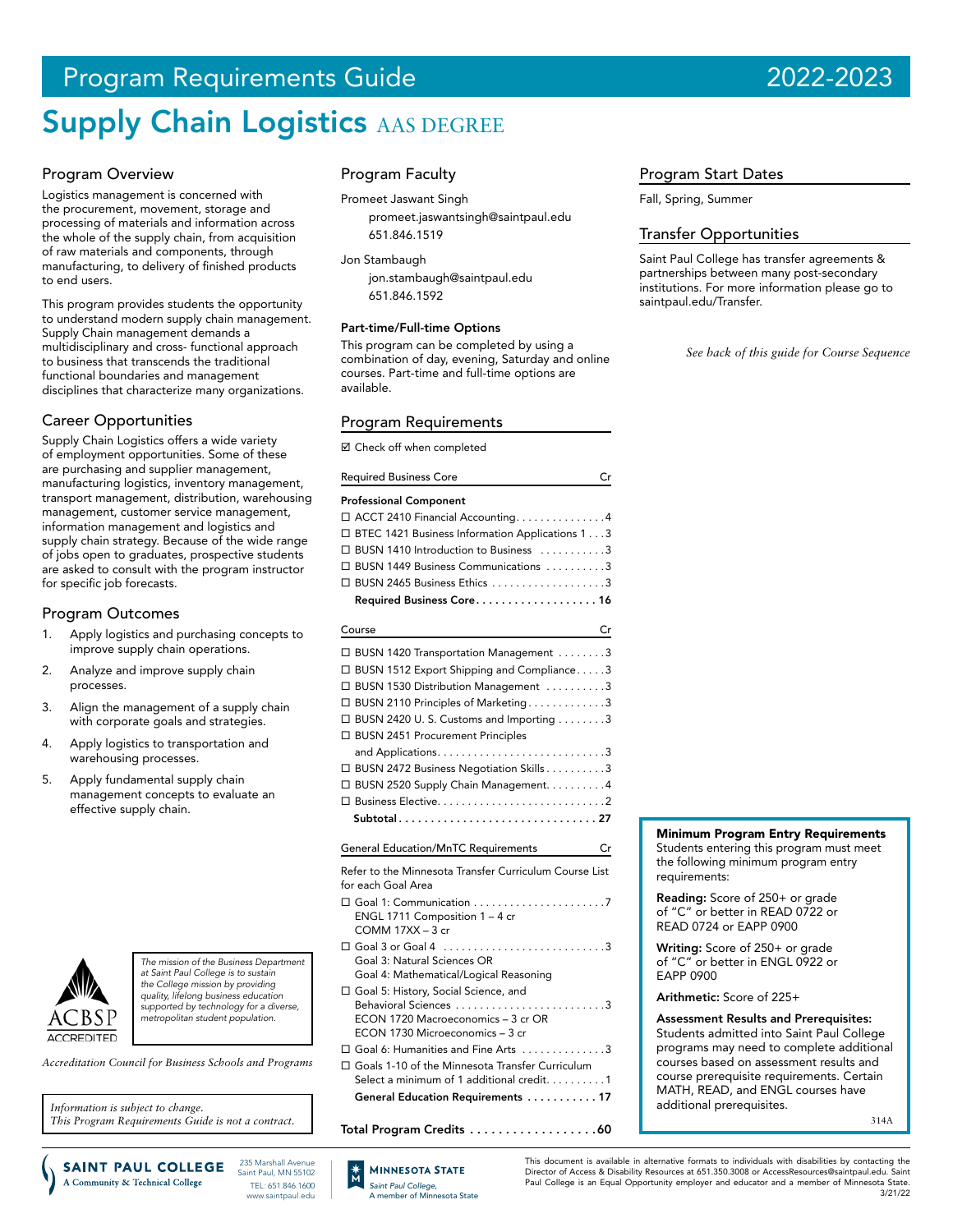# Program Requirements Guide 2022-2023

# Supply Chain Logistics AAS DEGREE

## Program Overview

Logistics management is concerned with the procurement, movement, storage and processing of materials and information across the whole of the supply chain, from acquisition of raw materials and components, through manufacturing, to delivery of finished products to end users.

This program provides students the opportunity to understand modern supply chain management. Supply Chain management demands a multidisciplinary and cross- functional approach to business that transcends the traditional functional boundaries and management disciplines that characterize many organizations.

## Career Opportunities

Supply Chain Logistics offers a wide variety of employment opportunities. Some of these are purchasing and supplier management, manufacturing logistics, inventory management, transport management, distribution, warehousing management, customer service management, information management and logistics and supply chain strategy. Because of the wide range of jobs open to graduates, prospective students are asked to consult with the program instructor for specific job forecasts.

## Program Outcomes

1. Apply logistics and purchasing concepts to improve supply chain operations.
2. Analyze and improve supply chain processes.
3. Align the management of a supply chain with corporate goals and strategies.
4. Apply logistics to transportation and warehousing processes.
5. Apply fundamental supply chain management concepts to evaluate an effective supply chain.

*The mission of the Business Department at Saint Paul College is to sustain the College mission by providing quality, lifelong business education supported by technology for a diverse, metropolitan student population.*

ACBSP ACCREDITED

*Accreditation Council for Business Schools and Programs*

*Information is subject to change.*
*This Program Requirements Guide is not a contract.*

## Program Faculty

Promeet Jaswant Singh
promeet.jaswantsingh@saintpaul.edu
651.846.1519

Jon Stambaugh
jon.stambaugh@saintpaul.edu
651.846.1592

**Part-time/Full-time Options**

This program can be completed by using a combination of day, evening, Saturday and online courses. Part-time and full-time options are available.

## Program Requirements

☑ Check off when completed

| Required Business Core | Cr |
|---|---|
| **Professional Component** | |
| ☐ ACCT 2410 Financial Accounting | 4 |
| ☐ BTEC 1421 Business Information Applications 1 | 3 |
| ☐ BUSN 1410 Introduction to Business | 3 |
| ☐ BUSN 1449 Business Communications | 3 |
| ☐ BUSN 2465 Business Ethics | 3 |
| **Required Business Core** | **16** |

| Course | Cr |
|---|---|
| ☐ BUSN 1420 Transportation Management | 3 |
| ☐ BUSN 1512 Export Shipping and Compliance | 3 |
| ☐ BUSN 1530 Distribution Management | 3 |
| ☐ BUSN 2110 Principles of Marketing | 3 |
| ☐ BUSN 2420 U. S. Customs and Importing | 3 |
| ☐ BUSN 2451 Procurement Principles and Applications | 3 |
| ☐ BUSN 2472 Business Negotiation Skills | 3 |
| ☐ BUSN 2520 Supply Chain Management | 4 |
| ☐ Business Elective | 2 |
| **Subtotal** | **27** |

| General Education/MnTC Requirements | Cr |
|---|---|
| Refer to the Minnesota Transfer Curriculum Course List for each Goal Area | |
| ☐ Goal 1: Communication<br>ENGL 1711 Composition 1 – 4 cr<br>COMM 17XX – 3 cr | 7 |
| ☐ Goal 3 or Goal 4<br>Goal 3: Natural Sciences OR<br>Goal 4: Mathematical/Logical Reasoning | 3 |
| ☐ Goal 5: History, Social Science, and Behavioral Sciences<br>ECON 1720 Macroeconomics – 3 cr OR<br>ECON 1730 Microeconomics – 3 cr | 3 |
| ☐ Goal 6: Humanities and Fine Arts | 3 |
| ☐ Goals 1-10 of the Minnesota Transfer Curriculum<br>Select a minimum of 1 additional credit | 1 |
| **General Education Requirements** | **17** |

**Total Program Credits .................. 60**

## Program Start Dates

Fall, Spring, Summer

## Transfer Opportunities

Saint Paul College has transfer agreements & partnerships between many post-secondary institutions. For more information please go to saintpaul.edu/Transfer.

*See back of this guide for Course Sequence*

**Minimum Program Entry Requirements**

Students entering this program must meet the following minimum program entry requirements:

**Reading:** Score of 250+ or grade of "C" or better in READ 0722 or READ 0724 or EAPP 0900

**Writing:** Score of 250+ or grade of "C" or better in ENGL 0922 or EAPP 0900

**Arithmetic:** Score of 225+

**Assessment Results and Prerequisites:** Students admitted into Saint Paul College programs may need to complete additional courses based on assessment results and course prerequisite requirements. Certain MATH, READ, and ENGL courses have additional prerequisites.

314A

SAINT PAUL COLLEGE A Community & Technical College
235 Marshall Avenue
Saint Paul, MN 55102
TEL: 651.846.1600
www.saintpaul.edu

MINNESOTA STATE
Saint Paul College, A member of Minnesota State

This document is available in alternative formats to individuals with disabilities by contacting the Director of Access & Disability Resources at 651.350.3008 or AccessResources@saintpaul.edu. Saint Paul College is an Equal Opportunity employer and educator and a member of Minnesota State.
3/21/22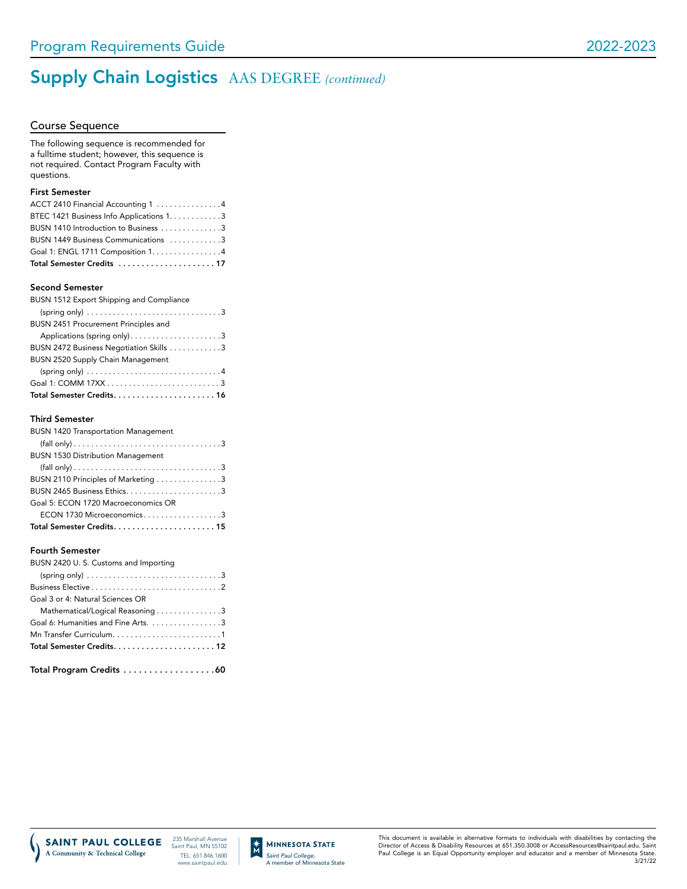# Supply Chain Logistics AAS DEGREE *(continued)*

## Course Sequence

The following sequence is recommended for a fulltime student; however, this sequence is not required. Contact Program Faculty with questions.

### First Semester

| | |
|---|---|
| ACCT 2410 Financial Accounting 1 | 4 |
| BTEC 1421 Business Info Applications 1 | 3 |
| BUSN 1410 Introduction to Business | 3 |
| BUSN 1449 Business Communications | 3 |
| Goal 1: ENGL 1711 Composition 1 | 4 |
| **Total Semester Credits** | **17** |

### Second Semester

| | |
|---|---|
| BUSN 1512 Export Shipping and Compliance (spring only) | 3 |
| BUSN 2451 Procurement Principles and Applications (spring only) | 3 |
| BUSN 2472 Business Negotiation Skills | 3 |
| BUSN 2520 Supply Chain Management (spring only) | 4 |
| Goal 1: COMM 17XX | 3 |
| **Total Semester Credits** | **16** |

### Third Semester

| | |
|---|---|
| BUSN 1420 Transportation Management (fall only) | 3 |
| BUSN 1530 Distribution Management (fall only) | 3 |
| BUSN 2110 Principles of Marketing | 3 |
| BUSN 2465 Business Ethics | 3 |
| Goal 5: ECON 1720 Macroeconomics OR ECON 1730 Microeconomics | 3 |
| **Total Semester Credits** | **15** |

### Fourth Semester

| | |
|---|---|
| BUSN 2420 U. S. Customs and Importing (spring only) | 3 |
| Business Elective | 2 |
| Goal 3 or 4: Natural Sciences OR Mathematical/Logical Reasoning | 3 |
| Goal 6: Humanities and Fine Arts | 3 |
| Mn Transfer Curriculum | 1 |
| **Total Semester Credits** | **12** |

**Total Program Credits .................. 60**

SAINT PAUL COLLEGE
A Community & Technical College

235 Marshall Avenue
Saint Paul, MN 55102
TEL: 651.846.1600
www.saintpaul.edu

MINNESOTA STATE
*Saint Paul College, A member of Minnesota State*

This document is available in alternative formats to individuals with disabilities by contacting the Director of Access & Disability Resources at 651.350.3008 or AccessResources@saintpaul.edu. Saint Paul College is an Equal Opportunity employer and educator and a member of Minnesota State. 3/21/22